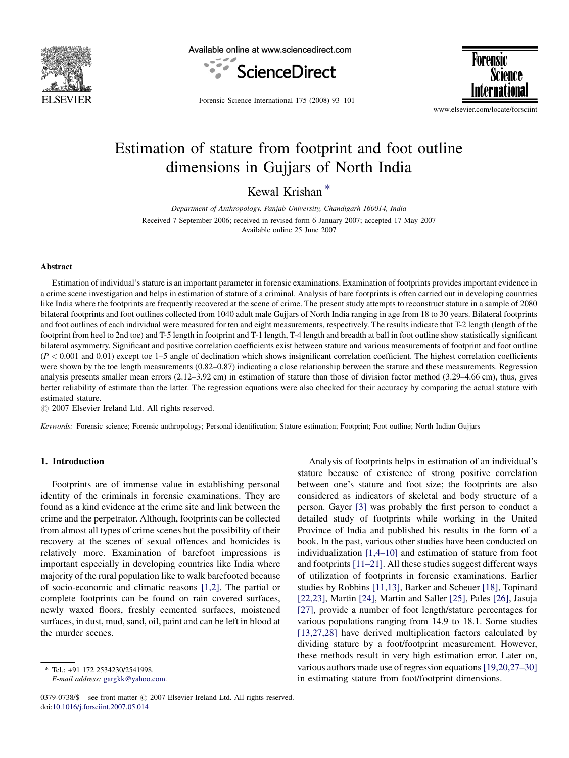# Estimation of stature from footprint and foot outline dimensions in Gujjars of North India

Kewal Krishan *

*Department of Anthropology, Panjab University, Chandigarh 160014, India*

Received 7 September 2006; received in revised form 6 January 2007; accepted 17 May 2007

Available online 25 June 2007

## Abstract

Estimation of individual's stature is an important parameter in forensic examinations. Examination of footprints provides important evidence in a crime scene investigation and helps in estimation of stature of a criminal. Analysis of bare footprints is often carried out in developing countries like India where the footprints are frequently recovered at the scene of crime. The present study attempts to reconstruct stature in a sample of 2080 bilateral footprints and foot outlines collected from 1040 adult male Gujjars of North India ranging in age from 18 to 30 years. Bilateral footprints and foot outlines of each individual were measured for ten and eight measurements, respectively. The results indicate that T-2 length (length of the footprint from heel to 2nd toe) and T-5 length in footprint and T-1 length, T-4 length and breadth at ball in foot outline show statistically significant bilateral asymmetry. Significant and positive correlation coefficients exist between stature and various measurements of footprint and foot outline ($P < 0.001$ and 0.01) except toe 1–5 angle of declination which shows insignificant correlation coefficient. The highest correlation coefficients were shown by the toe length measurements (0.82–0.87) indicating a close relationship between the stature and these measurements. Regression analysis presents smaller mean errors (2.12–3.92 cm) in estimation of stature than those of division factor method (3.29–4.66 cm), thus, gives better reliability of estimate than the latter. The regression equations were also checked for their accuracy by comparing the actual stature with estimated stature.

© 2007 Elsevier Ireland Ltd. All rights reserved.

*Keywords:* Forensic science; Forensic anthropology; Personal identification; Stature estimation; Footprint; Foot outline; North Indian Gujjars

## 1. Introduction

Footprints are of immense value in establishing personal identity of the criminals in forensic examinations. They are found as a kind evidence at the crime site and link between the crime and the perpetrator. Although, footprints can be collected from almost all types of crime scenes but the possibility of their recovery at the scenes of sexual offences and homicides is relatively more. Examination of barefoot impressions is important especially in developing countries like India where majority of the rural population like to walk barefooted because of socio-economic and climatic reasons [1,2]. The partial or complete footprints can be found on rain covered surfaces, newly waxed floors, freshly cemented surfaces, moistened surfaces, in dust, mud, sand, oil, paint and can be left in blood at the murder scenes.

Analysis of footprints helps in estimation of an individual's stature because of existence of strong positive correlation between one's stature and foot size; the footprints are also considered as indicators of skeletal and body structure of a person. Gayer [3] was probably the first person to conduct a detailed study of footprints while working in the United Province of India and published his results in the form of a book. In the past, various other studies have been conducted on individualization [1,4–10] and estimation of stature from foot and footprints [11–21]. All these studies suggest different ways of utilization of footprints in forensic examinations. Earlier studies by Robbins [11,13], Barker and Scheuer [18], Topinard [22,23], Martin [24], Martin and Saller [25], Pales [26], Jasuja [27], provide a number of foot length/stature percentages for various populations ranging from 14.9 to 18.1. Some studies [13,27,28] have derived multiplication factors calculated by dividing stature by a foot/footprint measurement. However, these methods result in very high estimation error. Later on, various authors made use of regression equations [19,20,27–30] in estimating stature from foot/footprint dimensions.

* Tel.: +91 172 2534230/2541998.
*E-mail address:* gargkk@yahoo.com.

0379-0738/$ – see front matter © 2007 Elsevier Ireland Ltd. All rights reserved.
doi:10.1016/j.forsciint.2007.05.014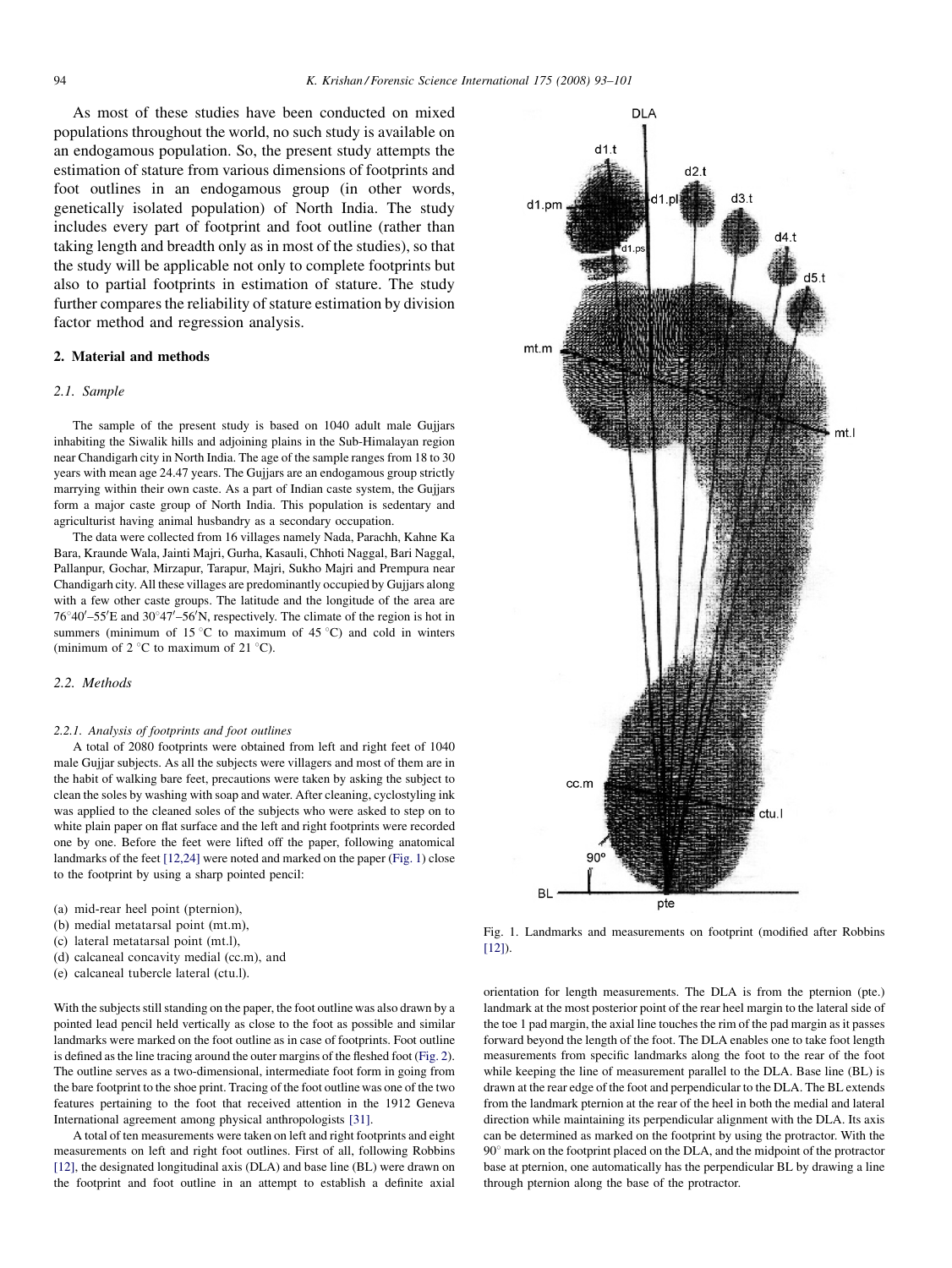As most of these studies have been conducted on mixed populations throughout the world, no such study is available on an endogamous population. So, the present study attempts the estimation of stature from various dimensions of footprints and foot outlines in an endogamous group (in other words, genetically isolated population) of North India. The study includes every part of footprint and foot outline (rather than taking length and breadth only as in most of the studies), so that the study will be applicable not only to complete footprints but also to partial footprints in estimation of stature. The study further compares the reliability of stature estimation by division factor method and regression analysis.

## 2. Material and methods

### 2.1. Sample

The sample of the present study is based on 1040 adult male Gujjars inhabiting the Siwalik hills and adjoining plains in the Sub-Himalayan region near Chandigarh city in North India. The age of the sample ranges from 18 to 30 years with mean age 24.47 years. The Gujjars are an endogamous group strictly marrying within their own caste. As a part of Indian caste system, the Gujjars form a major caste group of North India. This population is sedentary and agriculturist having animal husbandry as a secondary occupation.

The data were collected from 16 villages namely Nada, Parachh, Kahne Ka Bara, Kraunde Wala, Jainti Majri, Gurha, Kasauli, Chhoti Naggal, Bari Naggal, Pallanpur, Gochar, Mirzapur, Tarapur, Majri, Sukho Majri and Prempura near Chandigarh city. All these villages are predominantly occupied by Gujjars along with a few other caste groups. The latitude and the longitude of the area are 76°40′–55′E and 30°47′–56′N, respectively. The climate of the region is hot in summers (minimum of 15 °C to maximum of 45 °C) and cold in winters (minimum of 2 °C to maximum of 21 °C).

### 2.2. Methods

#### 2.2.1. Analysis of footprints and foot outlines

A total of 2080 footprints were obtained from left and right feet of 1040 male Gujjar subjects. As all the subjects were villagers and most of them are in the habit of walking bare feet, precautions were taken by asking the subject to clean the soles by washing with soap and water. After cleaning, cyclostyling ink was applied to the cleaned soles of the subjects who were asked to step on to white plain paper on flat surface and the left and right footprints were recorded one by one. Before the feet were lifted off the paper, following anatomical landmarks of the feet [12,24] were noted and marked on the paper (Fig. 1) close to the footprint by using a sharp pointed pencil:

(a) mid-rear heel point (pternion),
(b) medial metatarsal point (mt.m),
(c) lateral metatarsal point (mt.l),
(d) calcaneal concavity medial (cc.m), and
(e) calcaneal tubercle lateral (ctu.l).

With the subjects still standing on the paper, the foot outline was also drawn by a pointed lead pencil held vertically as close to the foot as possible and similar landmarks were marked on the foot outline as in case of footprints. Foot outline is defined as the line tracing around the outer margins of the fleshed foot (Fig. 2). The outline serves as a two-dimensional, intermediate foot form in going from the bare footprint to the shoe print. Tracing of the foot outline was one of the two features pertaining to the foot that received attention in the 1912 Geneva International agreement among physical anthropologists [31].

A total of ten measurements were taken on left and right footprints and eight measurements on left and right foot outlines. First of all, following Robbins [12], the designated longitudinal axis (DLA) and base line (BL) were drawn on the footprint and foot outline in an attempt to establish a definite axial orientation for length measurements. The DLA is from the pternion (pte.) landmark at the most posterior point of the rear heel margin to the lateral side of the toe 1 pad margin, the axial line touches the rim of the pad margin as it passes forward beyond the length of the foot. The DLA enables one to take foot length measurements from specific landmarks along the foot to the rear of the foot while keeping the line of measurement parallel to the DLA. Base line (BL) is drawn at the rear edge of the foot and perpendicular to the DLA. The BL extends from the landmark pternion at the rear of the heel in both the medial and lateral direction while maintaining its perpendicular alignment with the DLA. Its axis can be determined as marked on the footprint by using the protractor. With the 90° mark on the footprint placed on the DLA, and the midpoint of the protractor base at pternion, one automatically has the perpendicular BL by drawing a line through pternion along the base of the protractor.

Fig. 1. Landmarks and measurements on footprint (modified after Robbins [12]).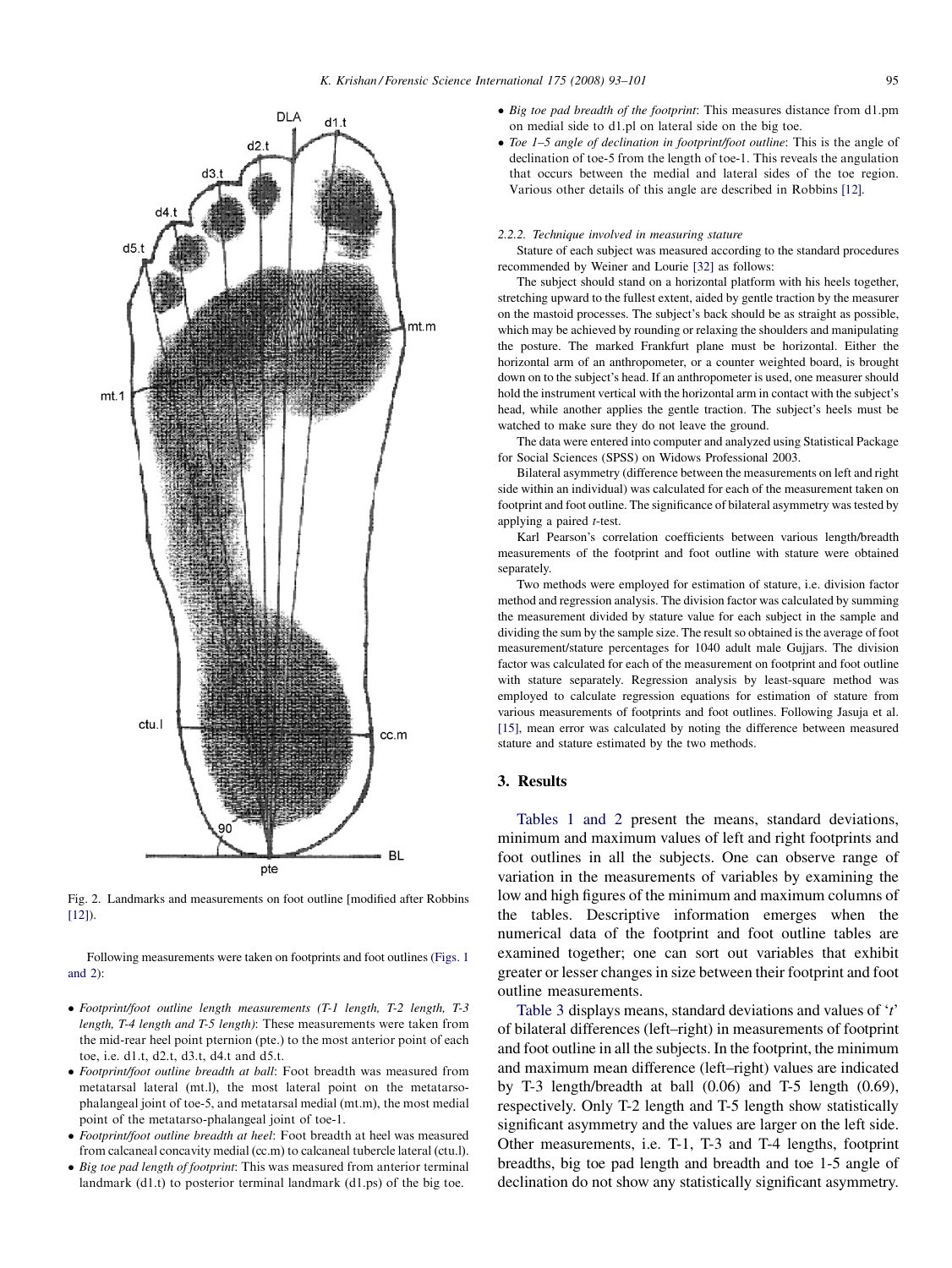DLA

d1.t

d2.t

d3.t

d4.t

d5.t

mt.m

mt.1

ctu.l

cc.m

90

BL

pte

Fig. 2. Landmarks and measurements on foot outline [modified after Robbins [12]).

Following measurements were taken on footprints and foot outlines (Figs. 1 and 2):

- *Footprint/foot outline length measurements (T-1 length, T-2 length, T-3 length, T-4 length and T-5 length)*: These measurements were taken from the mid-rear heel point pternion (pte.) to the most anterior point of each toe, i.e. d1.t, d2.t, d3.t, d4.t and d5.t.
- *Footprint/foot outline breadth at ball*: Foot breadth was measured from metatarsal lateral (mt.l), the most lateral point on the metatarso-phalangeal joint of toe-5, and metatarsal medial (mt.m), the most medial point of the metatarso-phalangeal joint of toe-1.
- *Footprint/foot outline breadth at heel*: Foot breadth at heel was measured from calcaneal concavity medial (cc.m) to calcaneal tubercle lateral (ctu.l).
- *Big toe pad length of footprint*: This was measured from anterior terminal landmark (d1.t) to posterior terminal landmark (d1.ps) of the big toe.
- *Big toe pad breadth of the footprint*: This measures distance from d1.pm on medial side to d1.pl on lateral side on the big toe.
- *Toe 1–5 angle of declination in footprint/foot outline*: This is the angle of declination of toe-5 from the length of toe-1. This reveals the angulation that occurs between the medial and lateral sides of the toe region. Various other details of this angle are described in Robbins [12].

*2.2.2. Technique involved in measuring stature*

Stature of each subject was measured according to the standard procedures recommended by Weiner and Lourie [32] as follows:

The subject should stand on a horizontal platform with his heels together, stretching upward to the fullest extent, aided by gentle traction by the measurer on the mastoid processes. The subject's back should be as straight as possible, which may be achieved by rounding or relaxing the shoulders and manipulating the posture. The marked Frankfurt plane must be horizontal. Either the horizontal arm of an anthropometer, or a counter weighted board, is brought down on to the subject's head. If an anthropometer is used, one measurer should hold the instrument vertical with the horizontal arm in contact with the subject's head, while another applies the gentle traction. The subject's heels must be watched to make sure they do not leave the ground.

The data were entered into computer and analyzed using Statistical Package for Social Sciences (SPSS) on Widows Professional 2003.

Bilateral asymmetry (difference between the measurements on left and right side within an individual) was calculated for each of the measurement taken on footprint and foot outline. The significance of bilateral asymmetry was tested by applying a paired *t*-test.

Karl Pearson's correlation coefficients between various length/breadth measurements of the footprint and foot outline with stature were obtained separately.

Two methods were employed for estimation of stature, i.e. division factor method and regression analysis. The division factor was calculated by summing the measurement divided by stature value for each subject in the sample and dividing the sum by the sample size. The result so obtained is the average of foot measurement/stature percentages for 1040 adult male Gujjars. The division factor was calculated for each of the measurement on footprint and foot outline with stature separately. Regression analysis by least-square method was employed to calculate regression equations for estimation of stature from various measurements of footprints and foot outlines. Following Jasuja et al. [15], mean error was calculated by noting the difference between measured stature and stature estimated by the two methods.

## 3. Results

Tables 1 and 2 present the means, standard deviations, minimum and maximum values of left and right footprints and foot outlines in all the subjects. One can observe range of variation in the measurements of variables by examining the low and high figures of the minimum and maximum columns of the tables. Descriptive information emerges when the numerical data of the footprint and foot outline tables are examined together; one can sort out variables that exhibit greater or lesser changes in size between their footprint and foot outline measurements.

Table 3 displays means, standard deviations and values of '*t*' of bilateral differences (left–right) in measurements of footprint and foot outline in all the subjects. In the footprint, the minimum and maximum mean difference (left–right) values are indicated by T-3 length/breadth at ball (0.06) and T-5 length (0.69), respectively. Only T-2 length and T-5 length show statistically significant asymmetry and the values are larger on the left side. Other measurements, i.e. T-1, T-3 and T-4 lengths, footprint breadths, big toe pad length and breadth and toe 1-5 angle of declination do not show any statistically significant asymmetry.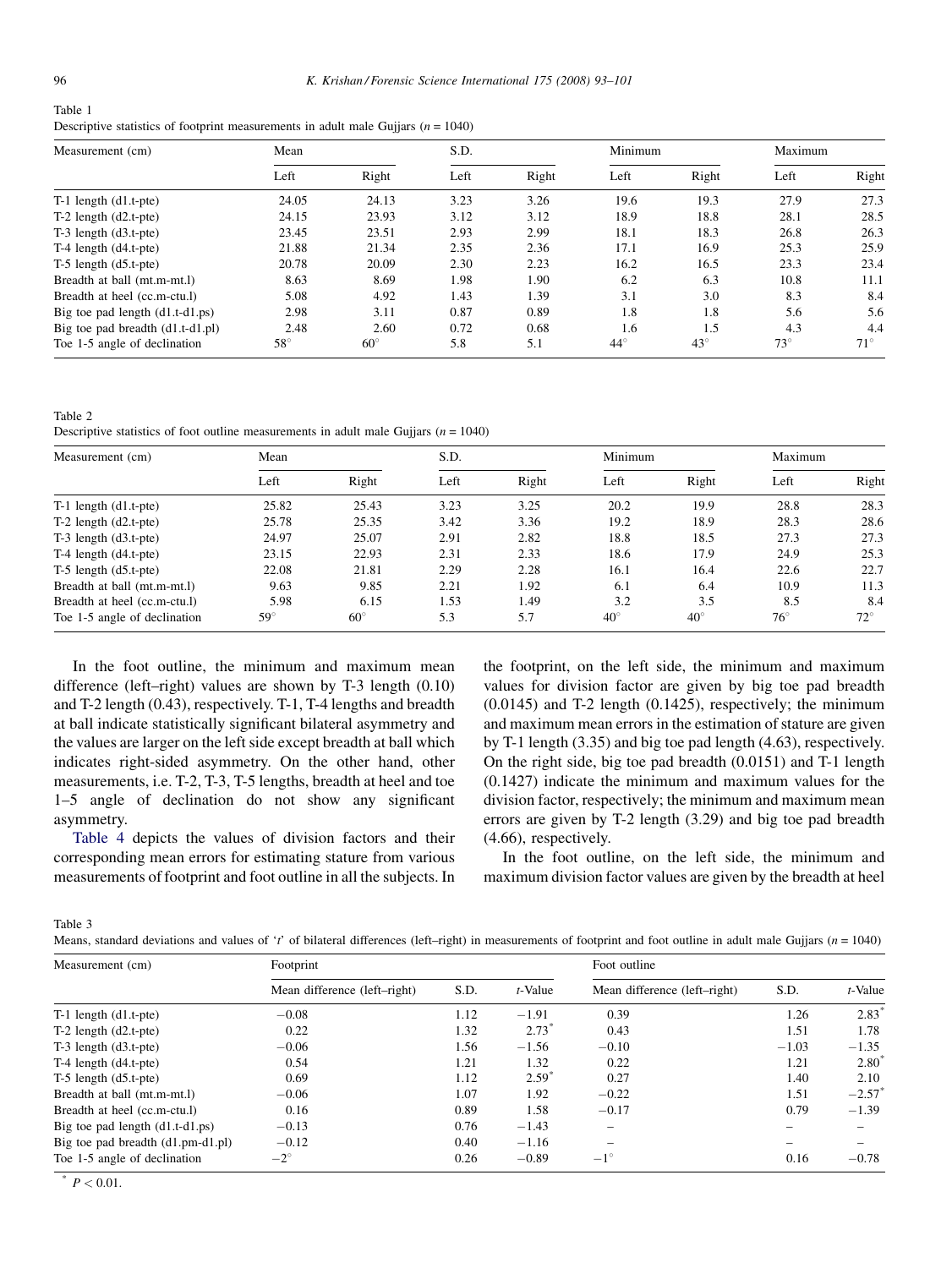Table 1
Descriptive statistics of footprint measurements in adult male Gujjars ($n = 1040$)

| Measurement (cm) | Mean | | S.D. | | Minimum | | Maximum | |
|---|---|---|---|---|---|---|---|---|
| | Left | Right | Left | Right | Left | Right | Left | Right |
| T-1 length (d1.t-pte) | 24.05 | 24.13 | 3.23 | 3.26 | 19.6 | 19.3 | 27.9 | 27.3 |
| T-2 length (d2.t-pte) | 24.15 | 23.93 | 3.12 | 3.12 | 18.9 | 18.8 | 28.1 | 28.5 |
| T-3 length (d3.t-pte) | 23.45 | 23.51 | 2.93 | 2.99 | 18.1 | 18.3 | 26.8 | 26.3 |
| T-4 length (d4.t-pte) | 21.88 | 21.34 | 2.35 | 2.36 | 17.1 | 16.9 | 25.3 | 25.9 |
| T-5 length (d5.t-pte) | 20.78 | 20.09 | 2.30 | 2.23 | 16.2 | 16.5 | 23.3 | 23.4 |
| Breadth at ball (mt.m-mt.l) | 8.63 | 8.69 | 1.98 | 1.90 | 6.2 | 6.3 | 10.8 | 11.1 |
| Breadth at heel (cc.m-ctu.l) | 5.08 | 4.92 | 1.43 | 1.39 | 3.1 | 3.0 | 8.3 | 8.4 |
| Big toe pad length (d1.t-d1.ps) | 2.98 | 3.11 | 0.87 | 0.89 | 1.8 | 1.8 | 5.6 | 5.6 |
| Big toe pad breadth (d1.t-d1.pl) | 2.48 | 2.60 | 0.72 | 0.68 | 1.6 | 1.5 | 4.3 | 4.4 |
| Toe 1-5 angle of declination | 58° | 60° | 5.8 | 5.1 | 44° | 43° | 73° | 71° |

Table 2
Descriptive statistics of foot outline measurements in adult male Gujjars ($n = 1040$)

| Measurement (cm) | Mean | | S.D. | | Minimum | | Maximum | |
|---|---|---|---|---|---|---|---|---|
| | Left | Right | Left | Right | Left | Right | Left | Right |
| T-1 length (d1.t-pte) | 25.82 | 25.43 | 3.23 | 3.25 | 20.2 | 19.9 | 28.8 | 28.3 |
| T-2 length (d2.t-pte) | 25.78 | 25.35 | 3.42 | 3.36 | 19.2 | 18.9 | 28.3 | 28.6 |
| T-3 length (d3.t-pte) | 24.97 | 25.07 | 2.91 | 2.82 | 18.8 | 18.5 | 27.3 | 27.3 |
| T-4 length (d4.t-pte) | 23.15 | 22.93 | 2.31 | 2.33 | 18.6 | 17.9 | 24.9 | 25.3 |
| T-5 length (d5.t-pte) | 22.08 | 21.81 | 2.29 | 2.28 | 16.1 | 16.4 | 22.6 | 22.7 |
| Breadth at ball (mt.m-mt.l) | 9.63 | 9.85 | 2.21 | 1.92 | 6.1 | 6.4 | 10.9 | 11.3 |
| Breadth at heel (cc.m-ctu.l) | 5.98 | 6.15 | 1.53 | 1.49 | 3.2 | 3.5 | 8.5 | 8.4 |
| Toe 1-5 angle of declination | 59° | 60° | 5.3 | 5.7 | 40° | 40° | 76° | 72° |

In the foot outline, the minimum and maximum mean difference (left–right) values are shown by T-3 length (0.10) and T-2 length (0.43), respectively. T-1, T-4 lengths and breadth at ball indicate statistically significant bilateral asymmetry and the values are larger on the left side except breadth at ball which indicates right-sided asymmetry. On the other hand, other measurements, i.e. T-2, T-3, T-5 lengths, breadth at heel and toe 1–5 angle of declination do not show any significant asymmetry.

Table 4 depicts the values of division factors and their corresponding mean errors for estimating stature from various measurements of footprint and foot outline in all the subjects. In the footprint, on the left side, the minimum and maximum values for division factor are given by big toe pad breadth (0.0145) and T-2 length (0.1425), respectively; the minimum and maximum mean errors in the estimation of stature are given by T-1 length (3.35) and big toe pad length (4.63), respectively. On the right side, big toe pad breadth (0.0151) and T-1 length (0.1427) indicate the minimum and maximum values for the division factor, respectively; the minimum and maximum mean errors are given by T-2 length (3.29) and big toe pad breadth (4.66), respectively.

In the foot outline, on the left side, the minimum and maximum division factor values are given by the breadth at heel

Table 3
Means, standard deviations and values of '$t$' of bilateral differences (left–right) in measurements of footprint and foot outline in adult male Gujjars ($n = 1040$)

| Measurement (cm) | Footprint | | | Foot outline | | |
|---|---|---|---|---|---|---|
| | Mean difference (left–right) | S.D. | $t$-Value | Mean difference (left–right) | S.D. | $t$-Value |
| T-1 length (d1.t-pte) | −0.08 | 1.12 | −1.91 | 0.39 | 1.26 | 2.83* |
| T-2 length (d2.t-pte) | 0.22 | 1.32 | 2.73* | 0.43 | 1.51 | 1.78 |
| T-3 length (d3.t-pte) | −0.06 | 1.56 | −1.56 | −0.10 | −1.03 | −1.35 |
| T-4 length (d4.t-pte) | 0.54 | 1.21 | 1.32 | 0.22 | 1.21 | 2.80* |
| T-5 length (d5.t-pte) | 0.69 | 1.12 | 2.59* | 0.27 | 1.40 | 2.10 |
| Breadth at ball (mt.m-mt.l) | −0.06 | 1.07 | 1.92 | −0.22 | 1.51 | −2.57* |
| Breadth at heel (cc.m-ctu.l) | 0.16 | 0.89 | 1.58 | −0.17 | 0.79 | −1.39 |
| Big toe pad length (d1.t-d1.ps) | −0.13 | 0.76 | −1.43 | – | – | – |
| Big toe pad breadth (d1.pm-d1.pl) | −0.12 | 0.40 | −1.16 | – | – | – |
| Toe 1-5 angle of declination | −2° | 0.26 | −0.89 | −1° | 0.16 | −0.78 |

* $P < 0.01$.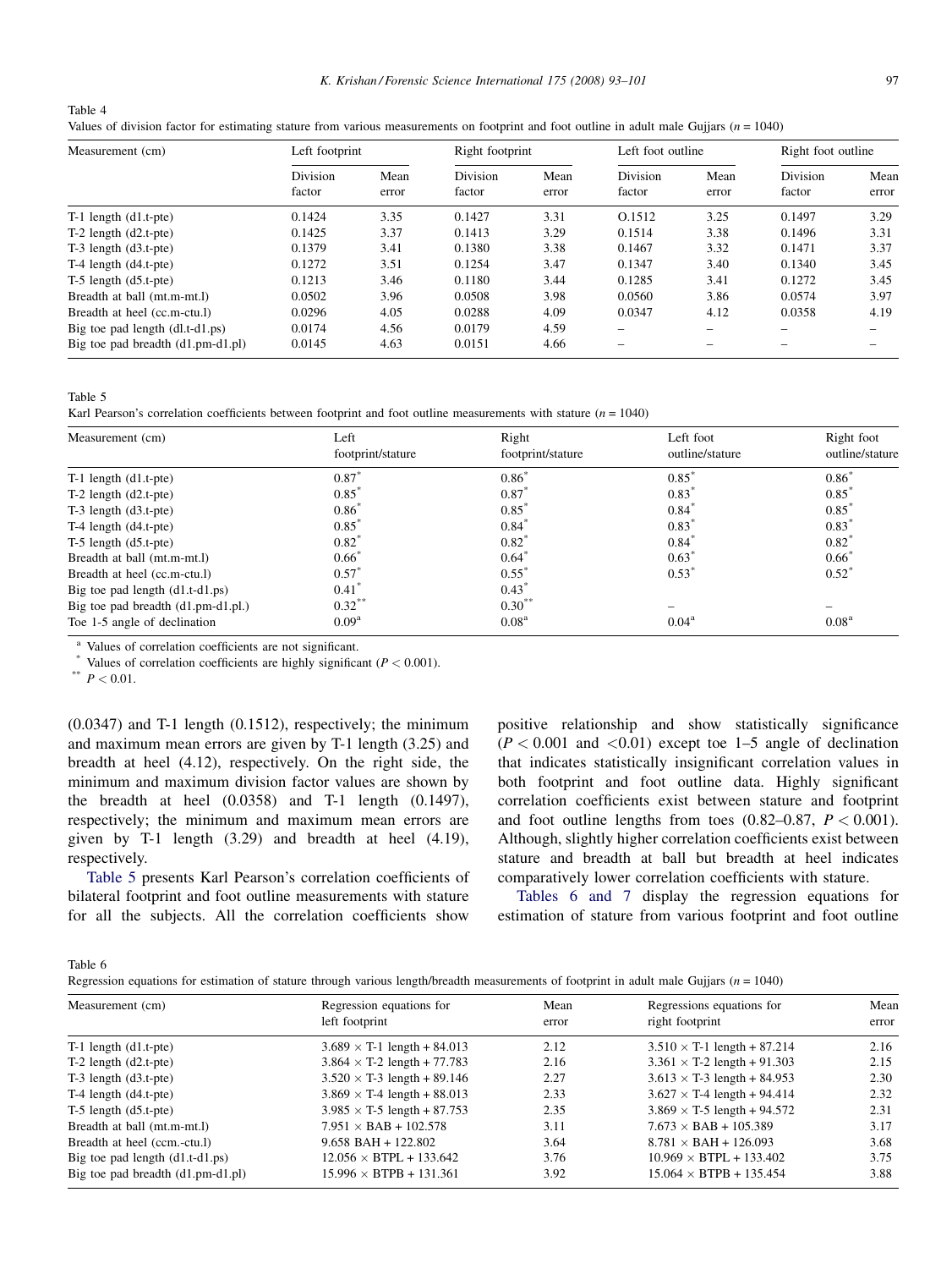Table 4
Values of division factor for estimating stature from various measurements on footprint and foot outline in adult male Gujjars ($n = 1040$)

| Measurement (cm) | Left footprint | | Right footprint | | Left foot outline | | Right foot outline | |
|---|---|---|---|---|---|---|---|---|
| | Division factor | Mean error | Division factor | Mean error | Division factor | Mean error | Division factor | Mean error |
| T-1 length (d1.t-pte) | 0.1424 | 3.35 | 0.1427 | 3.31 | O.1512 | 3.25 | 0.1497 | 3.29 |
| T-2 length (d2.t-pte) | 0.1425 | 3.37 | 0.1413 | 3.29 | 0.1514 | 3.38 | 0.1496 | 3.31 |
| T-3 length (d3.t-pte) | 0.1379 | 3.41 | 0.1380 | 3.38 | 0.1467 | 3.32 | 0.1471 | 3.37 |
| T-4 length (d4.t-pte) | 0.1272 | 3.51 | 0.1254 | 3.47 | 0.1347 | 3.40 | 0.1340 | 3.45 |
| T-5 length (d5.t-pte) | 0.1213 | 3.46 | 0.1180 | 3.44 | 0.1285 | 3.41 | 0.1272 | 3.45 |
| Breadth at ball (mt.m-mt.l) | 0.0502 | 3.96 | 0.0508 | 3.98 | 0.0560 | 3.86 | 0.0574 | 3.97 |
| Breadth at heel (cc.m-ctu.l) | 0.0296 | 4.05 | 0.0288 | 4.09 | 0.0347 | 4.12 | 0.0358 | 4.19 |
| Big toe pad length (dl.t-d1.ps) | 0.0174 | 4.56 | 0.0179 | 4.59 | – | – | – | – |
| Big toe pad breadth (d1.pm-d1.pl) | 0.0145 | 4.63 | 0.0151 | 4.66 | – | – | – | – |

Table 5
Karl Pearson's correlation coefficients between footprint and foot outline measurements with stature ($n = 1040$)

| Measurement (cm) | Left footprint/stature | Right footprint/stature | Left foot outline/stature | Right foot outline/stature |
|---|---|---|---|---|
| T-1 length (d1.t-pte) | 0.87* | 0.86* | 0.85* | 0.86* |
| T-2 length (d2.t-pte) | 0.85* | 0.87* | 0.83* | 0.85* |
| T-3 length (d3.t-pte) | 0.86* | 0.85* | 0.84* | 0.85* |
| T-4 length (d4.t-pte) | 0.85* | 0.84* | 0.83* | 0.83* |
| T-5 length (d5.t-pte) | 0.82* | 0.82* | 0.84* | 0.82* |
| Breadth at ball (mt.m-mt.l) | 0.66* | 0.64* | 0.63* | 0.66* |
| Breadth at heel (cc.m-ctu.l) | 0.57* | 0.55* | 0.53* | 0.52* |
| Big toe pad length (d1.t-d1.ps) | 0.41* | 0.43* | | |
| Big toe pad breadth (d1.pm-d1.pl.) | 0.32** | 0.30** | – | – |
| Toe 1-5 angle of declination | 0.09[a] | 0.08[a] | 0.04[a] | 0.08[a] |

[a] Values of correlation coefficients are not significant.
\* Values of correlation coefficients are highly significant ($P < 0.001$).
\*\* $P < 0.01$.

(0.0347) and T-1 length (0.1512), respectively; the minimum and maximum mean errors are given by T-1 length (3.25) and breadth at heel (4.12), respectively. On the right side, the minimum and maximum division factor values are shown by the breadth at heel (0.0358) and T-1 length (0.1497), respectively; the minimum and maximum mean errors are given by T-1 length (3.29) and breadth at heel (4.19), respectively.

Table 5 presents Karl Pearson's correlation coefficients of bilateral footprint and foot outline measurements with stature for all the subjects. All the correlation coefficients show positive relationship and show statistically significance ($P < 0.001$ and $<0.01$) except toe 1–5 angle of declination that indicates statistically insignificant correlation values in both footprint and foot outline data. Highly significant correlation coefficients exist between stature and footprint and foot outline lengths from toes (0.82–0.87, $P < 0.001$). Although, slightly higher correlation coefficients exist between stature and breadth at ball but breadth at heel indicates comparatively lower correlation coefficients with stature.

Tables 6 and 7 display the regression equations for estimation of stature from various footprint and foot outline

Table 6
Regression equations for estimation of stature through various length/breadth measurements of footprint in adult male Gujjars ($n = 1040$)

| Measurement (cm) | Regression equations for left footprint | Mean error | Regressions equations for right footprint | Mean error |
|---|---|---|---|---|
| T-1 length (d1.t-pte) | $3.689 \times$ T-1 length + 84.013 | 2.12 | $3.510 \times$ T-1 length + 87.214 | 2.16 |
| T-2 length (d2.t-pte) | $3.864 \times$ T-2 length + 77.783 | 2.16 | $3.361 \times$ T-2 length + 91.303 | 2.15 |
| T-3 length (d3.t-pte) | $3.520 \times$ T-3 length + 89.146 | 2.27 | $3.613 \times$ T-3 length + 84.953 | 2.30 |
| T-4 length (d4.t-pte) | $3.869 \times$ T-4 length + 88.013 | 2.33 | $3.627 \times$ T-4 length + 94.414 | 2.32 |
| T-5 length (d5.t-pte) | $3.985 \times$ T-5 length + 87.753 | 2.35 | $3.869 \times$ T-5 length + 94.572 | 2.31 |
| Breadth at ball (mt.m-mt.l) | $7.951 \times$ BAB + 102.578 | 3.11 | $7.673 \times$ BAB + 105.389 | 3.17 |
| Breadth at heel (ccm.-ctu.l) | 9.658 BAH + 122.802 | 3.64 | $8.781 \times$ BAH + 126.093 | 3.68 |
| Big toe pad length (d1.t-d1.ps) | $12.056 \times$ BTPL + 133.642 | 3.76 | $10.969 \times$ BTPL + 133.402 | 3.75 |
| Big toe pad breadth (d1.pm-d1.pl) | $15.996 \times$ BTPB + 131.361 | 3.92 | $15.064 \times$ BTPB + 135.454 | 3.88 |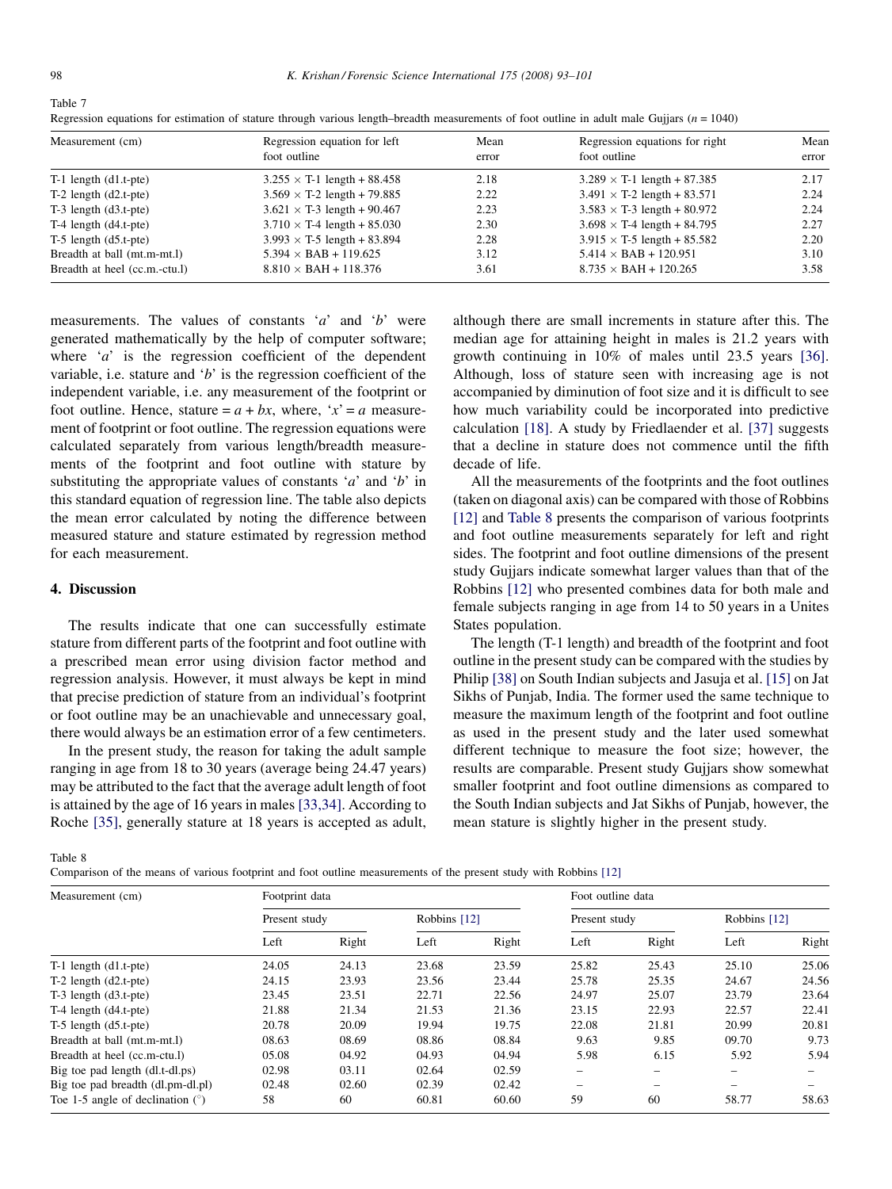Table 7
Regression equations for estimation of stature through various length–breadth measurements of foot outline in adult male Gujjars ($n$ = 1040)

| Measurement (cm) | Regression equation for left foot outline | Mean error | Regression equations for right foot outline | Mean error |
|---|---|---|---|---|
| T-1 length (d1.t-pte) | 3.255 × T-1 length + 88.458 | 2.18 | 3.289 × T-1 length + 87.385 | 2.17 |
| T-2 length (d2.t-pte) | 3.569 × T-2 length + 79.885 | 2.22 | 3.491 × T-2 length + 83.571 | 2.24 |
| T-3 length (d3.t-pte) | 3.621 × T-3 length + 90.467 | 2.23 | 3.583 × T-3 length + 80.972 | 2.24 |
| T-4 length (d4.t-pte) | 3.710 × T-4 length + 85.030 | 2.30 | 3.698 × T-4 length + 84.795 | 2.27 |
| T-5 length (d5.t-pte) | 3.993 × T-5 length + 83.894 | 2.28 | 3.915 × T-5 length + 85.582 | 2.20 |
| Breadth at ball (mt.m-mt.l) | 5.394 × BAB + 119.625 | 3.12 | 5.414 × BAB + 120.951 | 3.10 |
| Breadth at heel (cc.m.-ctu.l) | 8.810 × BAH + 118.376 | 3.61 | 8.735 × BAH + 120.265 | 3.58 |

measurements. The values of constants '$a$' and '$b$' were generated mathematically by the help of computer software; where '$a$' is the regression coefficient of the dependent variable, i.e. stature and '$b$' is the regression coefficient of the independent variable, i.e. any measurement of the footprint or foot outline. Hence, stature = $a + bx$, where, '$x$' = $a$ measurement of footprint or foot outline. The regression equations were calculated separately from various length/breadth measurements of the footprint and foot outline with stature by substituting the appropriate values of constants '$a$' and '$b$' in this standard equation of regression line. The table also depicts the mean error calculated by noting the difference between measured stature and stature estimated by regression method for each measurement.

## 4. Discussion

The results indicate that one can successfully estimate stature from different parts of the footprint and foot outline with a prescribed mean error using division factor method and regression analysis. However, it must always be kept in mind that precise prediction of stature from an individual's footprint or foot outline may be an unachievable and unnecessary goal, there would always be an estimation error of a few centimeters.

In the present study, the reason for taking the adult sample ranging in age from 18 to 30 years (average being 24.47 years) may be attributed to the fact that the average adult length of foot is attained by the age of 16 years in males [33,34]. According to Roche [35], generally stature at 18 years is accepted as adult, although there are small increments in stature after this. The median age for attaining height in males is 21.2 years with growth continuing in 10% of males until 23.5 years [36]. Although, loss of stature seen with increasing age is not accompanied by diminution of foot size and it is difficult to see how much variability could be incorporated into predictive calculation [18]. A study by Friedlaender et al. [37] suggests that a decline in stature does not commence until the fifth decade of life.

All the measurements of the footprints and the foot outlines (taken on diagonal axis) can be compared with those of Robbins [12] and Table 8 presents the comparison of various footprints and foot outline measurements separately for left and right sides. The footprint and foot outline dimensions of the present study Gujjars indicate somewhat larger values than that of the Robbins [12] who presented combines data for both male and female subjects ranging in age from 14 to 50 years in a Unites States population.

The length (T-1 length) and breadth of the footprint and foot outline in the present study can be compared with the studies by Philip [38] on South Indian subjects and Jasuja et al. [15] on Jat Sikhs of Punjab, India. The former used the same technique to measure the maximum length of the footprint and foot outline as used in the present study and the later used somewhat different technique to measure the foot size; however, the results are comparable. Present study Gujjars show somewhat smaller footprint and foot outline dimensions as compared to the South Indian subjects and Jat Sikhs of Punjab, however, the mean stature is slightly higher in the present study.

Table 8
Comparison of the means of various footprint and foot outline measurements of the present study with Robbins [12]

| Measurement (cm) | Footprint data | | | | Foot outline data | | | |
|---|---|---|---|---|---|---|---|---|
| | Present study | | Robbins [12] | | Present study | | Robbins [12] | |
| | Left | Right | Left | Right | Left | Right | Left | Right |
| T-1 length (d1.t-pte) | 24.05 | 24.13 | 23.68 | 23.59 | 25.82 | 25.43 | 25.10 | 25.06 |
| T-2 length (d2.t-pte) | 24.15 | 23.93 | 23.56 | 23.44 | 25.78 | 25.35 | 24.67 | 24.56 |
| T-3 length (d3.t-pte) | 23.45 | 23.51 | 22.71 | 22.56 | 24.97 | 25.07 | 23.79 | 23.64 |
| T-4 length (d4.t-pte) | 21.88 | 21.34 | 21.53 | 21.36 | 23.15 | 22.93 | 22.57 | 22.41 |
| T-5 length (d5.t-pte) | 20.78 | 20.09 | 19.94 | 19.75 | 22.08 | 21.81 | 20.99 | 20.81 |
| Breadth at ball (mt.m-mt.l) | 08.63 | 08.69 | 08.86 | 08.84 | 9.63 | 9.85 | 09.70 | 9.73 |
| Breadth at heel (cc.m-ctu.l) | 05.08 | 04.92 | 04.93 | 04.94 | 5.98 | 6.15 | 5.92 | 5.94 |
| Big toe pad length (dl.t-dl.ps) | 02.98 | 03.11 | 02.64 | 02.59 | – | – | – | – |
| Big toe pad breadth (dl.pm-dl.pl) | 02.48 | 02.60 | 02.39 | 02.42 | – | – | – | – |
| Toe 1-5 angle of declination (°) | 58 | 60 | 60.81 | 60.60 | 59 | 60 | 58.77 | 58.63 |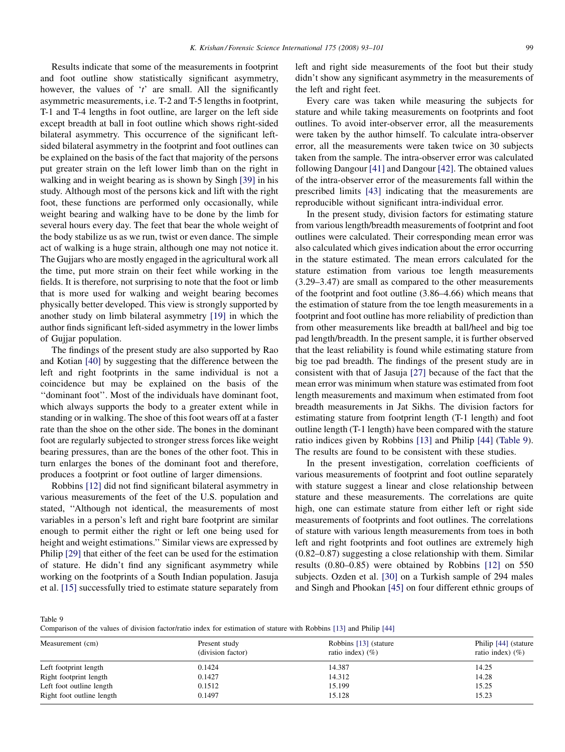Results indicate that some of the measurements in footprint and foot outline show statistically significant asymmetry, however, the values of '$t$' are small. All the significantly asymmetric measurements, i.e. T-2 and T-5 lengths in footprint, T-1 and T-4 lengths in foot outline, are larger on the left side except breadth at ball in foot outline which shows right-sided bilateral asymmetry. This occurrence of the significant left-sided bilateral asymmetry in the footprint and foot outlines can be explained on the basis of the fact that majority of the persons put greater strain on the left lower limb than on the right in walking and in weight bearing as is shown by Singh [39] in his study. Although most of the persons kick and lift with the right foot, these functions are performed only occasionally, while weight bearing and walking have to be done by the limb for several hours every day. The feet that bear the whole weight of the body stabilize us as we run, twist or even dance. The simple act of walking is a huge strain, although one may not notice it. The Gujjars who are mostly engaged in the agricultural work all the time, put more strain on their feet while working in the fields. It is therefore, not surprising to note that the foot or limb that is more used for walking and weight bearing becomes physically better developed. This view is strongly supported by another study on limb bilateral asymmetry [19] in which the author finds significant left-sided asymmetry in the lower limbs of Gujjar population.

The findings of the present study are also supported by Rao and Kotian [40] by suggesting that the difference between the left and right footprints in the same individual is not a coincidence but may be explained on the basis of the ''dominant foot''. Most of the individuals have dominant foot, which always supports the body to a greater extent while in standing or in walking. The shoe of this foot wears off at a faster rate than the shoe on the other side. The bones in the dominant foot are regularly subjected to stronger stress forces like weight bearing pressures, than are the bones of the other foot. This in turn enlarges the bones of the dominant foot and therefore, produces a footprint or foot outline of larger dimensions.

Robbins [12] did not find significant bilateral asymmetry in various measurements of the feet of the U.S. population and stated, ''Although not identical, the measurements of most variables in a person's left and right bare footprint are similar enough to permit either the right or left one being used for height and weight estimations.'' Similar views are expressed by Philip [29] that either of the feet can be used for the estimation of stature. He didn't find any significant asymmetry while working on the footprints of a South Indian population. Jasuja et al. [15] successfully tried to estimate stature separately from left and right side measurements of the foot but their study didn't show any significant asymmetry in the measurements of the left and right feet.

Every care was taken while measuring the subjects for stature and while taking measurements on footprints and foot outlines. To avoid inter-observer error, all the measurements were taken by the author himself. To calculate intra-observer error, all the measurements were taken twice on 30 subjects taken from the sample. The intra-observer error was calculated following Dangour [41] and Dangour [42]. The obtained values of the intra-observer error of the measurements fall within the prescribed limits [43] indicating that the measurements are reproducible without significant intra-individual error.

In the present study, division factors for estimating stature from various length/breadth measurements of footprint and foot outlines were calculated. Their corresponding mean error was also calculated which gives indication about the error occurring in the stature estimated. The mean errors calculated for the stature estimation from various toe length measurements (3.29–3.47) are small as compared to the other measurements of the footprint and foot outline (3.86–4.66) which means that the estimation of stature from the toe length measurements in a footprint and foot outline has more reliability of prediction than from other measurements like breadth at ball/heel and big toe pad length/breadth. In the present sample, it is further observed that the least reliability is found while estimating stature from big toe pad breadth. The findings of the present study are in consistent with that of Jasuja [27] because of the fact that the mean error was minimum when stature was estimated from foot length measurements and maximum when estimated from foot breadth measurements in Jat Sikhs. The division factors for estimating stature from footprint length (T-1 length) and foot outline length (T-1 length) have been compared with the stature ratio indices given by Robbins [13] and Philip [44] (Table 9). The results are found to be consistent with these studies.

In the present investigation, correlation coefficients of various measurements of footprint and foot outline separately with stature suggest a linear and close relationship between stature and these measurements. The correlations are quite high, one can estimate stature from either left or right side measurements of footprints and foot outlines. The correlations of stature with various length measurements from toes in both left and right footprints and foot outlines are extremely high (0.82–0.87) suggesting a close relationship with them. Similar results (0.80–0.85) were obtained by Robbins [12] on 550 subjects. Ozden et al. [30] on a Turkish sample of 294 males and Singh and Phookan [45] on four different ethnic groups of

Table 9
Comparison of the values of division factor/ratio index for estimation of stature with Robbins [13] and Philip [44]

| Measurement (cm) | Present study (division factor) | Robbins [13] (stature ratio index) (%) | Philip [44] (stature ratio index) (%) |
|---|---|---|---|
| Left footprint length | 0.1424 | 14.387 | 14.25 |
| Right footprint length | 0.1427 | 14.312 | 14.28 |
| Left foot outline length | 0.1512 | 15.199 | 15.25 |
| Right foot outline length | 0.1497 | 15.128 | 15.23 |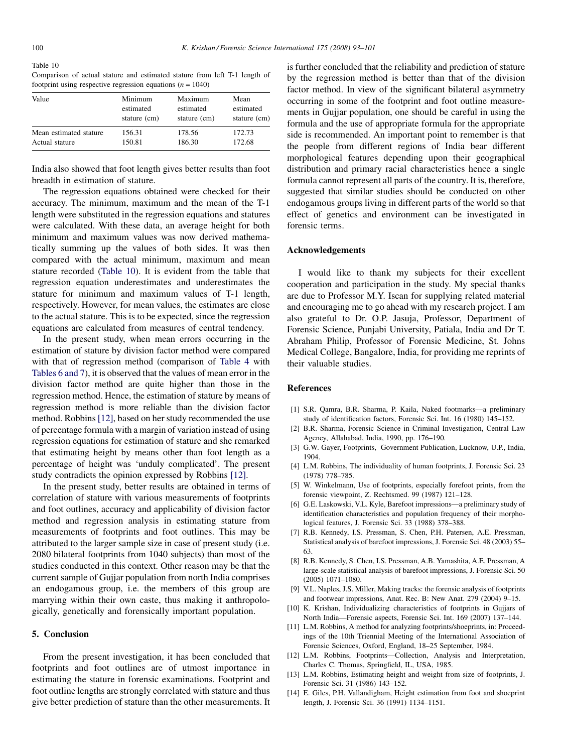Table 10
Comparison of actual stature and estimated stature from left T-1 length of footprint using respective regression equations ($n = 1040$)

| Value | Minimum estimated stature (cm) | Maximum estimated stature (cm) | Mean estimated stature (cm) |
|---|---|---|---|
| Mean estimated stature | 156.31 | 178.56 | 172.73 |
| Actual stature | 150.81 | 186.30 | 172.68 |

India also showed that foot length gives better results than foot breadth in estimation of stature.

The regression equations obtained were checked for their accuracy. The minimum, maximum and the mean of the T-1 length were substituted in the regression equations and statures were calculated. With these data, an average height for both minimum and maximum values was now derived mathematically summing up the values of both sides. It was then compared with the actual minimum, maximum and mean stature recorded (Table 10). It is evident from the table that regression equation underestimates and underestimates the stature for minimum and maximum values of T-1 length, respectively. However, for mean values, the estimates are close to the actual stature. This is to be expected, since the regression equations are calculated from measures of central tendency.

In the present study, when mean errors occurring in the estimation of stature by division factor method were compared with that of regression method (comparison of Table 4 with Tables 6 and 7), it is observed that the values of mean error in the division factor method are quite higher than those in the regression method. Hence, the estimation of stature by means of regression method is more reliable than the division factor method. Robbins [12], based on her study recommended the use of percentage formula with a margin of variation instead of using regression equations for estimation of stature and she remarked that estimating height by means other than foot length as a percentage of height was 'unduly complicated'. The present study contradicts the opinion expressed by Robbins [12].

In the present study, better results are obtained in terms of correlation of stature with various measurements of footprints and foot outlines, accuracy and applicability of division factor method and regression analysis in estimating stature from measurements of footprints and foot outlines. This may be attributed to the larger sample size in case of present study (i.e. 2080 bilateral footprints from 1040 subjects) than most of the studies conducted in this context. Other reason may be that the current sample of Gujjar population from north India comprises an endogamous group, i.e. the members of this group are marrying within their own caste, thus making it anthropologically, genetically and forensically important population.

## 5. Conclusion

From the present investigation, it has been concluded that footprints and foot outlines are of utmost importance in estimating the stature in forensic examinations. Footprint and foot outline lengths are strongly correlated with stature and thus give better prediction of stature than the other measurements. It is further concluded that the reliability and prediction of stature by the regression method is better than that of the division factor method. In view of the significant bilateral asymmetry occurring in some of the footprint and foot outline measurements in Gujjar population, one should be careful in using the formula and the use of appropriate formula for the appropriate side is recommended. An important point to remember is that the people from different regions of India bear different morphological features depending upon their geographical distribution and primary racial characteristics hence a single formula cannot represent all parts of the country. It is, therefore, suggested that similar studies should be conducted on other endogamous groups living in different parts of the world so that effect of genetics and environment can be investigated in forensic terms.

## Acknowledgements

I would like to thank my subjects for their excellent cooperation and participation in the study. My special thanks are due to Professor M.Y. Iscan for supplying related material and encouraging me to go ahead with my research project. I am also grateful to Dr. O.P. Jasuja, Professor, Department of Forensic Science, Punjabi University, Patiala, India and Dr T. Abraham Philip, Professor of Forensic Medicine, St. Johns Medical College, Bangalore, India, for providing me reprints of their valuable studies.

## References

[1] S.R. Qamra, B.R. Sharma, P. Kaila, Naked footmarks—a preliminary study of identification factors, Forensic Sci. Int. 16 (1980) 145–152.

[2] B.R. Sharma, Forensic Science in Criminal Investigation, Central Law Agency, Allahabad, India, 1990, pp. 176–190.

[3] G.W. Gayer, Footprints, Government Publication, Lucknow, U.P., India, 1904.

[4] L.M. Robbins, The individuality of human footprints, J. Forensic Sci. 23 (1978) 778–785.

[5] W. Winkelmann, Use of footprints, especially forefoot prints, from the forensic viewpoint, Z. Rechtsmed. 99 (1987) 121–128.

[6] G.E. Laskowski, V.L. Kyle, Barefoot impressions—a preliminary study of identification characteristics and population frequency of their morphological features, J. Forensic Sci. 33 (1988) 378–388.

[7] R.B. Kennedy, I.S. Pressman, S. Chen, P.H. Patersen, A.E. Pressman, Statistical analysis of barefoot impressions, J. Forensic Sci. 48 (2003) 55–63.

[8] R.B. Kennedy, S. Chen, I.S. Pressman, A.B. Yamashita, A.E. Pressman, A large-scale statistical analysis of barefoot impressions, J. Forensic Sci. 50 (2005) 1071–1080.

[9] V.L. Naples, J.S. Miller, Making tracks: the forensic analysis of footprints and footwear impressions, Anat. Rec. B: New Anat. 279 (2004) 9–15.

[10] K. Krishan, Individualizing characteristics of footprints in Gujjars of North India—Forensic aspects, Forensic Sci. Int. 169 (2007) 137–144.

[11] L.M. Robbins, A method for analyzing footprints/shoeprints, in: Proceedings of the 10th Triennial Meeting of the International Association of Forensic Sciences, Oxford, England, 18–25 September, 1984.

[12] L.M. Robbins, Footprints—Collection, Analysis and Interpretation, Charles C. Thomas, Springfield, IL, USA, 1985.

[13] L.M. Robbins, Estimating height and weight from size of footprints, J. Forensic Sci. 31 (1986) 143–152.

[14] E. Giles, P.H. Vallandigham, Height estimation from foot and shoeprint length, J. Forensic Sci. 36 (1991) 1134–1151.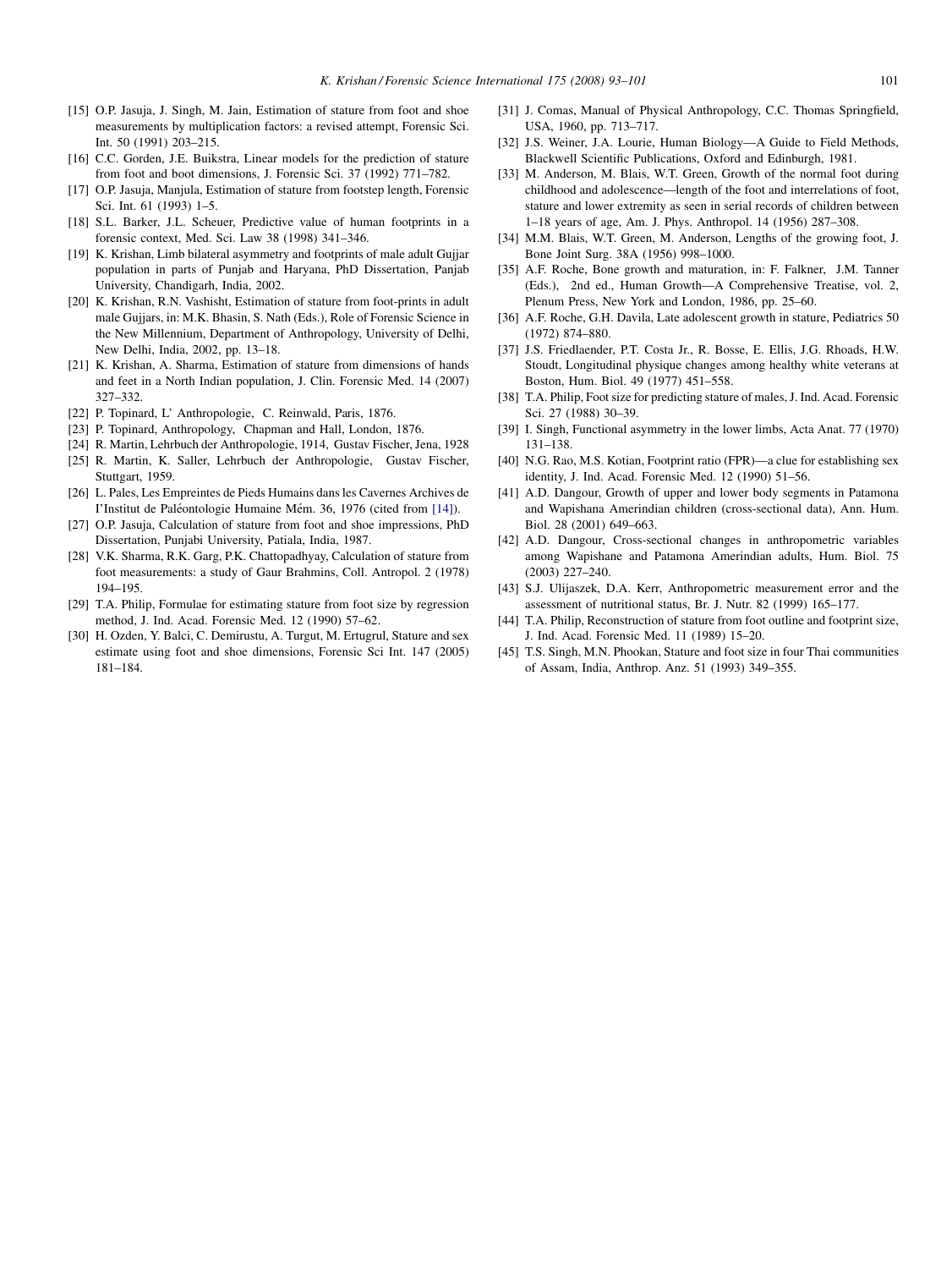[15] O.P. Jasuja, J. Singh, M. Jain, Estimation of stature from foot and shoe measurements by multiplication factors: a revised attempt, Forensic Sci. Int. 50 (1991) 203–215.

[16] C.C. Gorden, J.E. Buikstra, Linear models for the prediction of stature from foot and boot dimensions, J. Forensic Sci. 37 (1992) 771–782.

[17] O.P. Jasuja, Manjula, Estimation of stature from footstep length, Forensic Sci. Int. 61 (1993) 1–5.

[18] S.L. Barker, J.L. Scheuer, Predictive value of human footprints in a forensic context, Med. Sci. Law 38 (1998) 341–346.

[19] K. Krishan, Limb bilateral asymmetry and footprints of male adult Gujjar population in parts of Punjab and Haryana, PhD Dissertation, Panjab University, Chandigarh, India, 2002.

[20] K. Krishan, R.N. Vashisht, Estimation of stature from foot-prints in adult male Gujjars, in: M.K. Bhasin, S. Nath (Eds.), Role of Forensic Science in the New Millennium, Department of Anthropology, University of Delhi, New Delhi, India, 2002, pp. 13–18.

[21] K. Krishan, A. Sharma, Estimation of stature from dimensions of hands and feet in a North Indian population, J. Clin. Forensic Med. 14 (2007) 327–332.

[22] P. Topinard, L' Anthropologie, C. Reinwald, Paris, 1876.

[23] P. Topinard, Anthropology, Chapman and Hall, London, 1876.

[24] R. Martin, Lehrbuch der Anthropologie, 1914, Gustav Fischer, Jena, 1928

[25] R. Martin, K. Saller, Lehrbuch der Anthropologie, Gustav Fischer, Stuttgart, 1959.

[26] L. Pales, Les Empreintes de Pieds Humains dans les Cavernes Archives de I'Institut de Paléontologie Humaine Mém. 36, 1976 (cited from [14]).

[27] O.P. Jasuja, Calculation of stature from foot and shoe impressions, PhD Dissertation, Punjabi University, Patiala, India, 1987.

[28] V.K. Sharma, R.K. Garg, P.K. Chattopadhyay, Calculation of stature from foot measurements: a study of Gaur Brahmins, Coll. Antropol. 2 (1978) 194–195.

[29] T.A. Philip, Formulae for estimating stature from foot size by regression method, J. Ind. Acad. Forensic Med. 12 (1990) 57–62.

[30] H. Ozden, Y. Balci, C. Demirustu, A. Turgut, M. Ertugrul, Stature and sex estimate using foot and shoe dimensions, Forensic Sci Int. 147 (2005) 181–184.

[31] J. Comas, Manual of Physical Anthropology, C.C. Thomas Springfield, USA, 1960, pp. 713–717.

[32] J.S. Weiner, J.A. Lourie, Human Biology—A Guide to Field Methods, Blackwell Scientific Publications, Oxford and Edinburgh, 1981.

[33] M. Anderson, M. Blais, W.T. Green, Growth of the normal foot during childhood and adolescence—length of the foot and interrelations of foot, stature and lower extremity as seen in serial records of children between 1–18 years of age, Am. J. Phys. Anthropol. 14 (1956) 287–308.

[34] M.M. Blais, W.T. Green, M. Anderson, Lengths of the growing foot, J. Bone Joint Surg. 38A (1956) 998–1000.

[35] A.F. Roche, Bone growth and maturation, in: F. Falkner, J.M. Tanner (Eds.), 2nd ed., Human Growth—A Comprehensive Treatise, vol. 2, Plenum Press, New York and London, 1986, pp. 25–60.

[36] A.F. Roche, G.H. Davila, Late adolescent growth in stature, Pediatrics 50 (1972) 874–880.

[37] J.S. Friedlaender, P.T. Costa Jr., R. Bosse, E. Ellis, J.G. Rhoads, H.W. Stoudt, Longitudinal physique changes among healthy white veterans at Boston, Hum. Biol. 49 (1977) 451–558.

[38] T.A. Philip, Foot size for predicting stature of males, J. Ind. Acad. Forensic Sci. 27 (1988) 30–39.

[39] I. Singh, Functional asymmetry in the lower limbs, Acta Anat. 77 (1970) 131–138.

[40] N.G. Rao, M.S. Kotian, Footprint ratio (FPR)—a clue for establishing sex identity, J. Ind. Acad. Forensic Med. 12 (1990) 51–56.

[41] A.D. Dangour, Growth of upper and lower body segments in Patamona and Wapishana Amerindian children (cross-sectional data), Ann. Hum. Biol. 28 (2001) 649–663.

[42] A.D. Dangour, Cross-sectional changes in anthropometric variables among Wapishane and Patamona Amerindian adults, Hum. Biol. 75 (2003) 227–240.

[43] S.J. Ulijaszek, D.A. Kerr, Anthropometric measurement error and the assessment of nutritional status, Br. J. Nutr. 82 (1999) 165–177.

[44] T.A. Philip, Reconstruction of stature from foot outline and footprint size, J. Ind. Acad. Forensic Med. 11 (1989) 15–20.

[45] T.S. Singh, M.N. Phookan, Stature and foot size in four Thai communities of Assam, India, Anthrop. Anz. 51 (1993) 349–355.